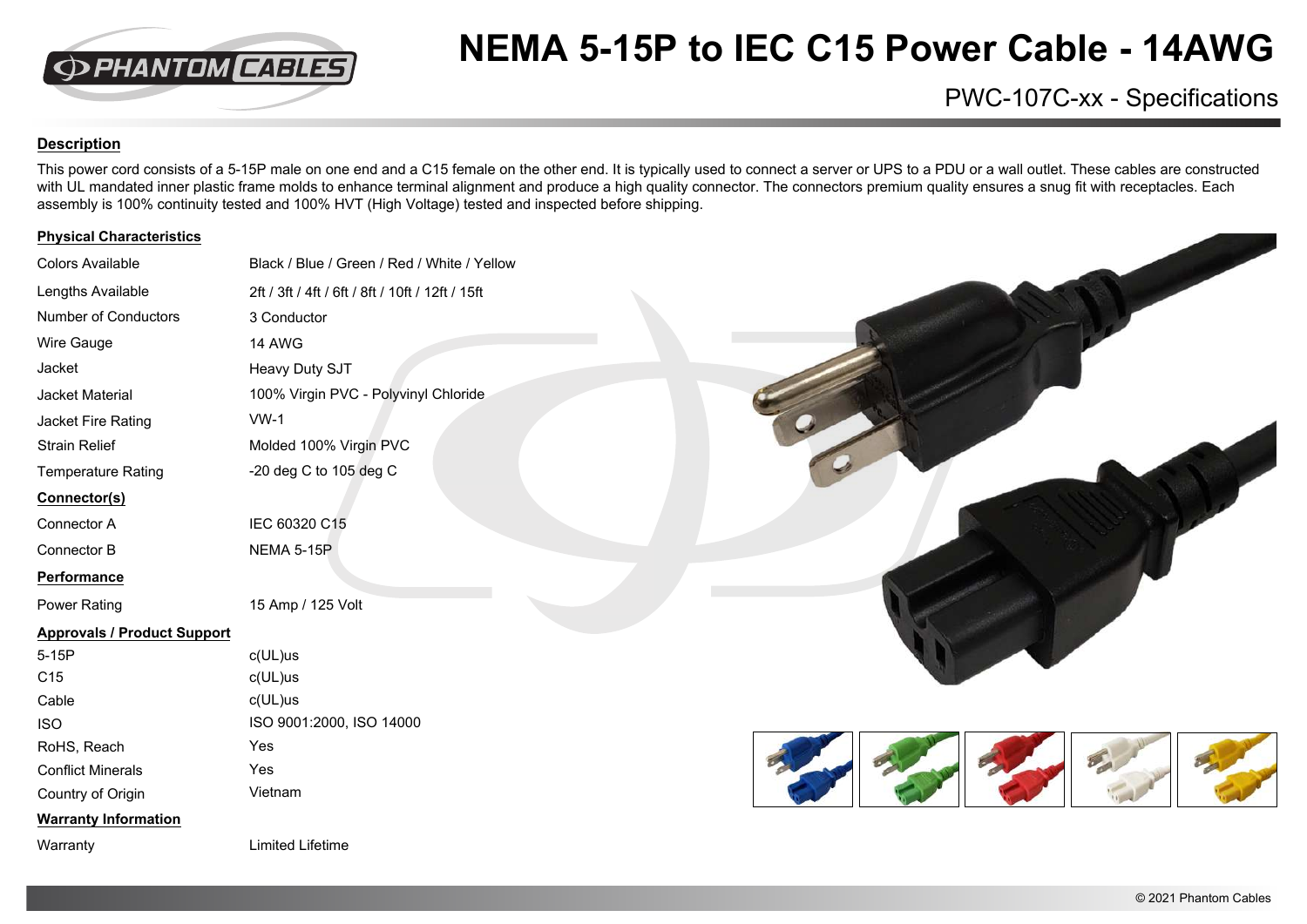# NEMA 5-15P to IEC C15 Power Cable - 14AWG

## PWC-107C-xx - Specifications

### Description

This power cord consists of a 5-15P male on one end and a C15 female on the other end. It is typically used to connect a server or UPS to a PDU or a wall outlet. These cables are constructed with UL mandated inner plastic frame molds to enhance terminal alignment and produce a high quality connector. The connectors premium quality ensures a snug fit with receptacles. Each assembly is 100% continuity tested and 100% HVT (High Voltage) tested and inspected before shipping.

### Physical Characteristics

| | |
|---|---|
| Colors Available | Black / Blue / Green / Red / White / Yellow |
| Lengths Available | 2ft / 3ft / 4ft / 6ft / 8ft / 10ft / 12ft / 15ft |
| Number of Conductors | 3 Conductor |
| Wire Gauge | 14 AWG |
| Jacket | Heavy Duty SJT |
| Jacket Material | 100% Virgin PVC - Polyvinyl Chloride |
| Jacket Fire Rating | VW-1 |
| Strain Relief | Molded 100% Virgin PVC |
| Temperature Rating | -20 deg C to 105 deg C |

### Connector(s)

| | |
|---|---|
| Connector A | IEC 60320 C15 |
| Connector B | NEMA 5-15P |

### Performance

| | |
|---|---|
| Power Rating | 15 Amp / 125 Volt |

### Approvals / Product Support

| | |
|---|---|
| 5-15P | c(UL)us |
| C15 | c(UL)us |
| Cable | c(UL)us |
| ISO | ISO 9001:2000, ISO 14000 |
| RoHS, Reach | Yes |
| Conflict Minerals | Yes |
| Country of Origin | Vietnam |

### Warranty Information

| | |
|---|---|
| Warranty | Limited Lifetime |

© 2021 Phantom Cables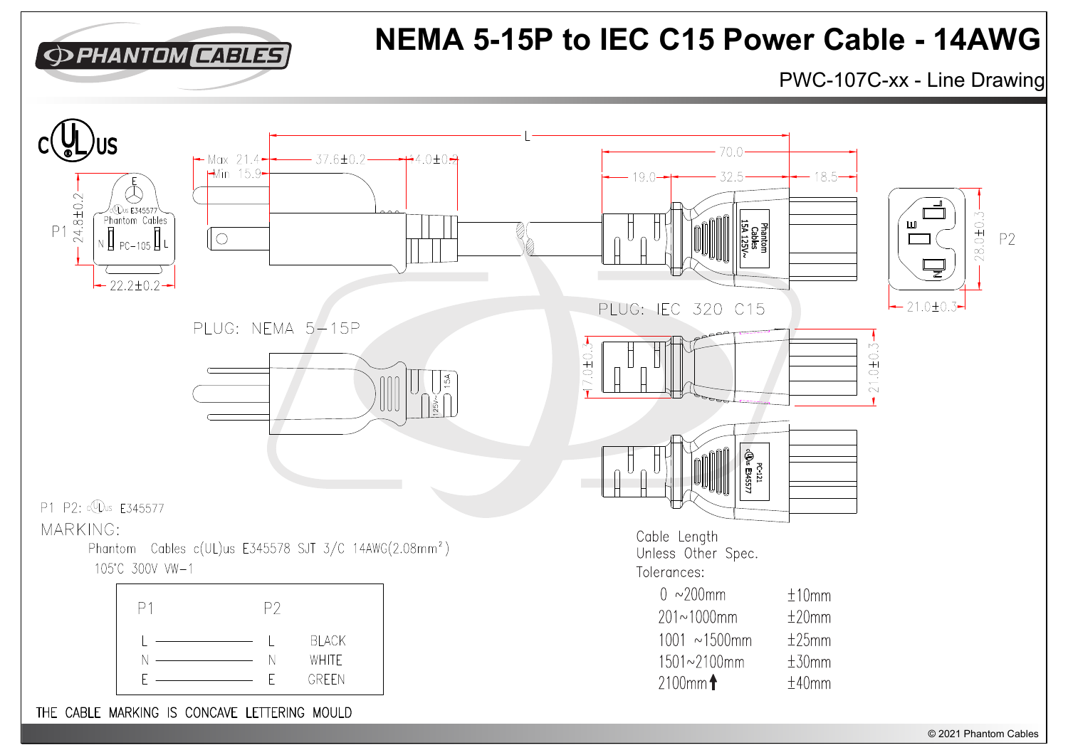# NEMA 5-15P to IEC C15 Power Cable - 14AWG

PWC-107C-xx - Line Drawing

L

Max 21.4

Min 15.9

37.6±0.2

14.0±0.2

70.0

19.0

32.5

18.5

24.8±0.2

P1

22.2±0.2

E

E345577

Phantom Cables

N

PC-105

L

PLUG: NEMA 5-15P

125V~ 15A

PLUG: IEC 320 C15

Phantom Cables 15A 125V~

17.0±0.3

21.0±0.3

PC-121 E345577

28.0±0.3

P2

21.0±0.3

P1 P2: c(UL)us E345577

MARKING:

Phantom Cables c(UL)us E345578 SJT 3/C 14AWG(2.08mm²)

105°C 300V VW-1

| P1 | P2 | |
|---|---|---|
| L | L | BLACK |
| N | N | WHITE |
| E | E | GREEN |

THE CABLE MARKING IS CONCAVE LETTERING MOULD

Cable Length

Unless Other Spec.

Tolerances:

| | |
|---|---|
| 0 ~200mm | ±10mm |
| 201~1000mm | ±20mm |
| 1001 ~1500mm | ±25mm |
| 1501~2100mm | ±30mm |
| 2100mm↑ | ±40mm |

© 2021 Phantom Cables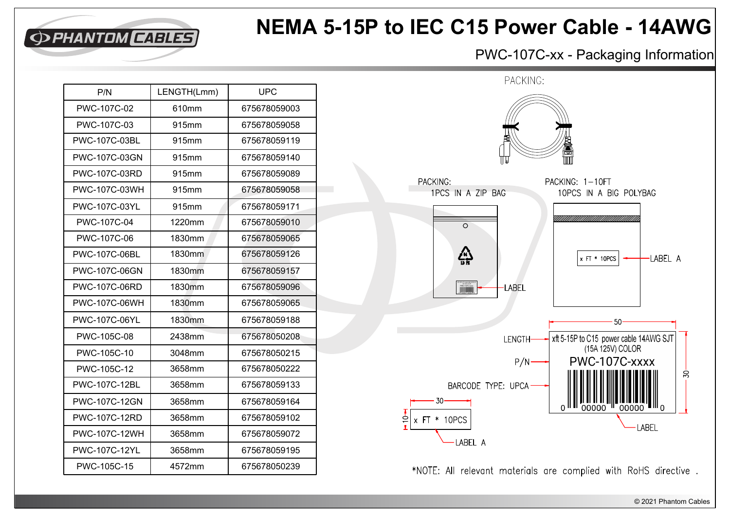# NEMA 5-15P to IEC C15 Power Cable - 14AWG

PWC-107C-xx - Packaging Information

| P/N | LENGTH(Lmm) | UPC |
|---|---|---|
| PWC-107C-02 | 610mm | 675678059003 |
| PWC-107C-03 | 915mm | 675678059058 |
| PWC-107C-03BL | 915mm | 675678059119 |
| PWC-107C-03GN | 915mm | 675678059140 |
| PWC-107C-03RD | 915mm | 675678059089 |
| PWC-107C-03WH | 915mm | 675678059058 |
| PWC-107C-03YL | 915mm | 675678059171 |
| PWC-107C-04 | 1220mm | 675678059010 |
| PWC-107C-06 | 1830mm | 675678059065 |
| PWC-107C-06BL | 1830mm | 675678059126 |
| PWC-107C-06GN | 1830mm | 675678059157 |
| PWC-107C-06RD | 1830mm | 675678059096 |
| PWC-107C-06WH | 1830mm | 675678059065 |
| PWC-107C-06YL | 1830mm | 675678059188 |
| PWC-105C-08 | 2438mm | 675678050208 |
| PWC-105C-10 | 3048mm | 675678050215 |
| PWC-105C-12 | 3658mm | 675678050222 |
| PWC-107C-12BL | 3658mm | 675678059133 |
| PWC-107C-12GN | 3658mm | 675678059164 |
| PWC-107C-12RD | 3658mm | 675678059102 |
| PWC-107C-12WH | 3658mm | 675678059072 |
| PWC-107C-12YL | 3658mm | 675678059195 |
| PWC-105C-15 | 4572mm | 675678050239 |

PACKING:

PACKING:
1PCS IN A ZIP BAG

LABEL

PACKING: 1–10FT
10PCS IN A BIG POLYBAG

x FT * 10PCS

LABEL A

50

LENGTH

xft 5-15P to C15 power cable 14AWG SJT
(15A 125V) COLOR

P/N

PWC-107C-xxxx

BARCODE TYPE: UPCA

0 00000 00000 0

30

30

10

x FT * 10PCS

LABEL A

LABEL

*NOTE: All relevant materials are complied with RoHS directive .

© 2021 Phantom Cables